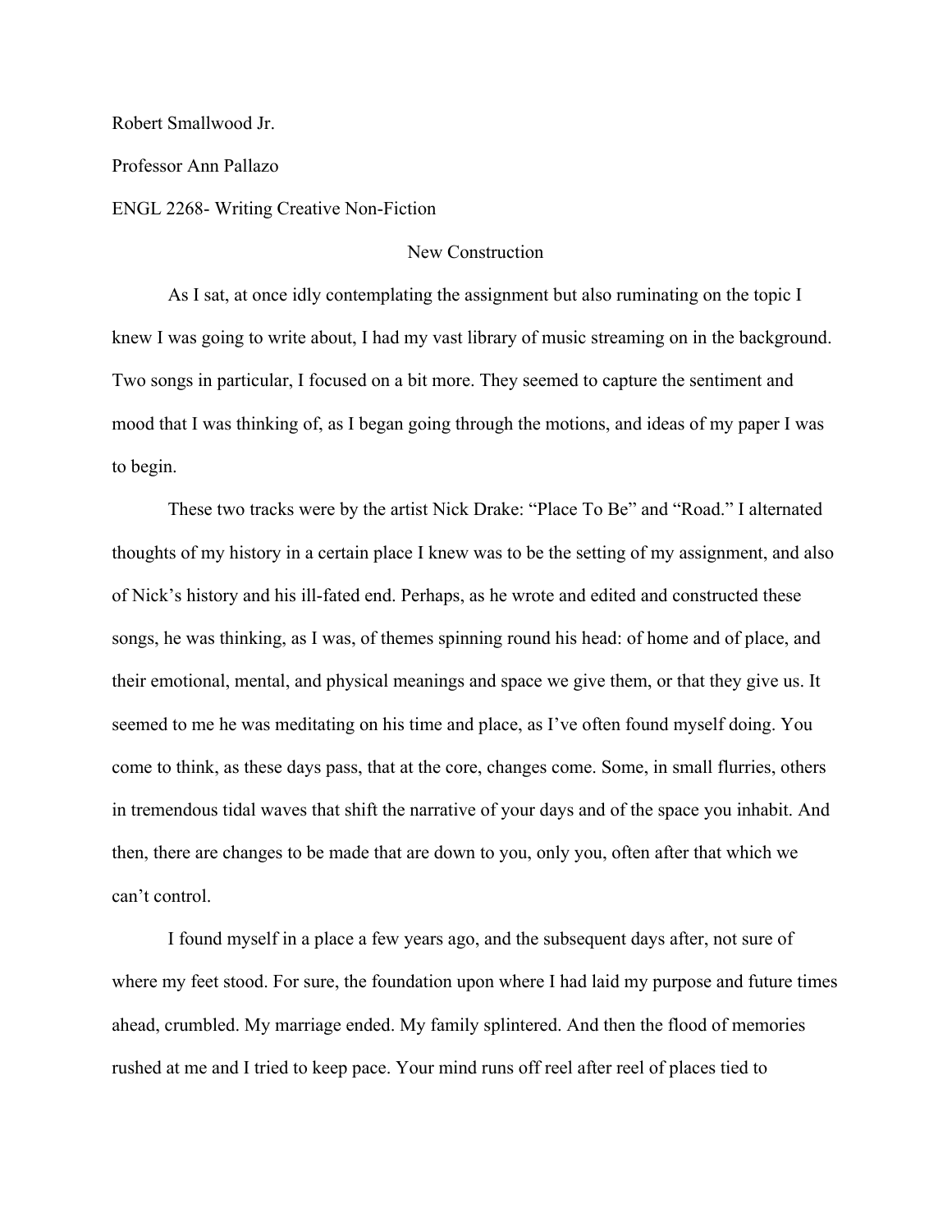Robert Smallwood Jr.

Professor Ann Pallazo

ENGL 2268- Writing Creative Non-Fiction

# New Construction

As I sat, at once idly contemplating the assignment but also ruminating on the topic I knew I was going to write about, I had my vast library of music streaming on in the background. Two songs in particular, I focused on a bit more. They seemed to capture the sentiment and mood that I was thinking of, as I began going through the motions, and ideas of my paper I was to begin.

These two tracks were by the artist Nick Drake: "Place To Be" and "Road." I alternated thoughts of my history in a certain place I knew was to be the setting of my assignment, and also of Nick's history and his ill-fated end. Perhaps, as he wrote and edited and constructed these songs, he was thinking, as I was, of themes spinning round his head: of home and of place, and their emotional, mental, and physical meanings and space we give them, or that they give us. It seemed to me he was meditating on his time and place, as I've often found myself doing. You come to think, as these days pass, that at the core, changes come. Some, in small flurries, others in tremendous tidal waves that shift the narrative of your days and of the space you inhabit. And then, there are changes to be made that are down to you, only you, often after that which we can't control.

I found myself in a place a few years ago, and the subsequent days after, not sure of where my feet stood. For sure, the foundation upon where I had laid my purpose and future times ahead, crumbled. My marriage ended. My family splintered. And then the flood of memories rushed at me and I tried to keep pace. Your mind runs off reel after reel of places tied to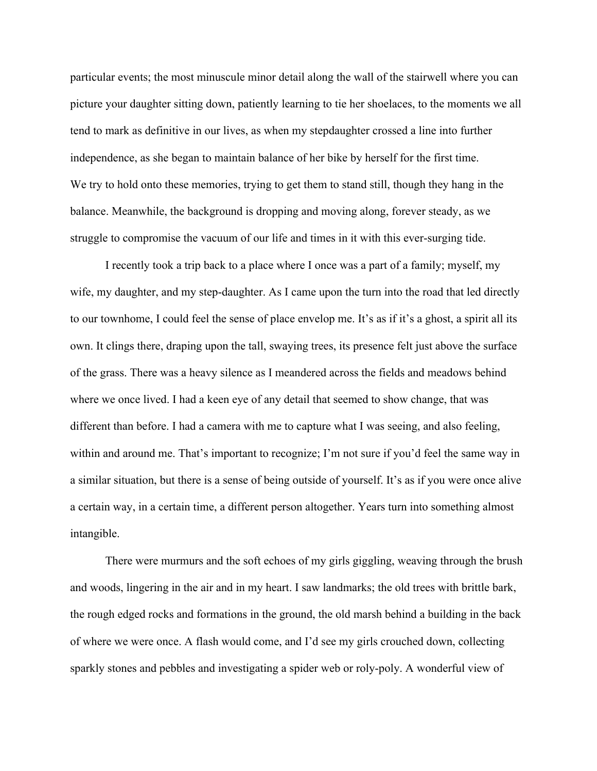particular events; the most minuscule minor detail along the wall of the stairwell where you can picture your daughter sitting down, patiently learning to tie her shoelaces, to the moments we all tend to mark as definitive in our lives, as when my stepdaughter crossed a line into further independence, as she began to maintain balance of her bike by herself for the first time.

We try to hold onto these memories, trying to get them to stand still, though they hang in the balance. Meanwhile, the background is dropping and moving along, forever steady, as we struggle to compromise the vacuum of our life and times in it with this ever-surging tide.

I recently took a trip back to a place where I once was a part of a family; myself, my wife, my daughter, and my step-daughter. As I came upon the turn into the road that led directly to our townhome, I could feel the sense of place envelop me. It's as if it's a ghost, a spirit all its own. It clings there, draping upon the tall, swaying trees, its presence felt just above the surface of the grass. There was a heavy silence as I meandered across the fields and meadows behind where we once lived. I had a keen eye of any detail that seemed to show change, that was different than before. I had a camera with me to capture what I was seeing, and also feeling, within and around me. That's important to recognize; I'm not sure if you'd feel the same way in a similar situation, but there is a sense of being outside of yourself. It's as if you were once alive a certain way, in a certain time, a different person altogether. Years turn into something almost intangible.

There were murmurs and the soft echoes of my girls giggling, weaving through the brush and woods, lingering in the air and in my heart. I saw landmarks; the old trees with brittle bark, the rough edged rocks and formations in the ground, the old marsh behind a building in the back of where we were once. A flash would come, and I'd see my girls crouched down, collecting sparkly stones and pebbles and investigating a spider web or roly-poly. A wonderful view of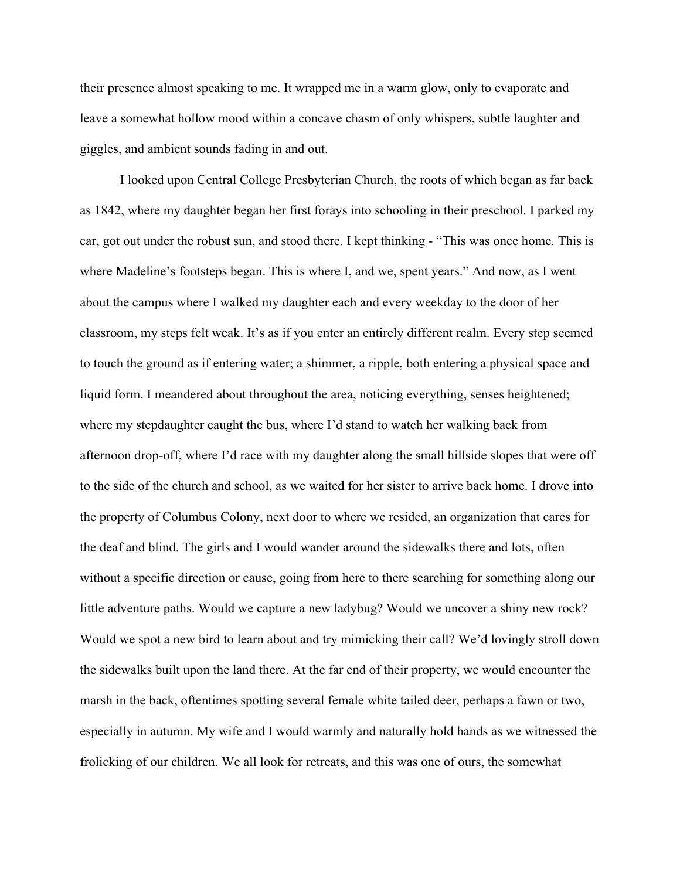their presence almost speaking to me. It wrapped me in a warm glow, only to evaporate and leave a somewhat hollow mood within a concave chasm of only whispers, subtle laughter and giggles, and ambient sounds fading in and out.

I looked upon Central College Presbyterian Church, the roots of which began as far back as 1842, where my daughter began her first forays into schooling in their preschool. I parked my car, got out under the robust sun, and stood there. I kept thinking - "This was once home. This is where Madeline's footsteps began. This is where I, and we, spent years." And now, as I went about the campus where I walked my daughter each and every weekday to the door of her classroom, my steps felt weak. It's as if you enter an entirely different realm. Every step seemed to touch the ground as if entering water; a shimmer, a ripple, both entering a physical space and liquid form. I meandered about throughout the area, noticing everything, senses heightened; where my stepdaughter caught the bus, where I'd stand to watch her walking back from afternoon drop-off, where I'd race with my daughter along the small hillside slopes that were off to the side of the church and school, as we waited for her sister to arrive back home. I drove into the property of Columbus Colony, next door to where we resided, an organization that cares for the deaf and blind. The girls and I would wander around the sidewalks there and lots, often without a specific direction or cause, going from here to there searching for something along our little adventure paths. Would we capture a new ladybug? Would we uncover a shiny new rock? Would we spot a new bird to learn about and try mimicking their call? We'd lovingly stroll down the sidewalks built upon the land there. At the far end of their property, we would encounter the marsh in the back, oftentimes spotting several female white tailed deer, perhaps a fawn or two, especially in autumn. My wife and I would warmly and naturally hold hands as we witnessed the frolicking of our children. We all look for retreats, and this was one of ours, the somewhat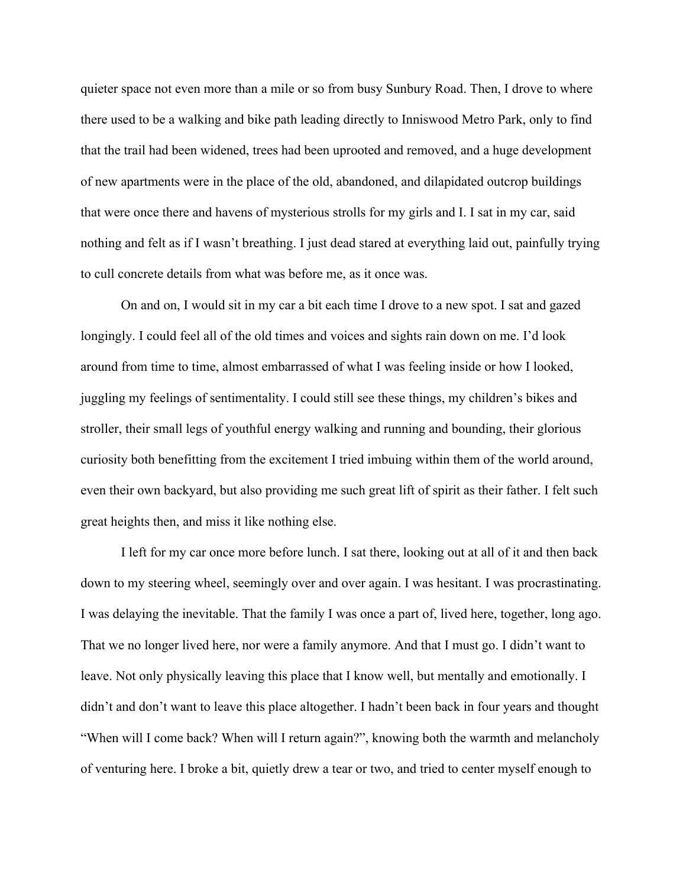quieter space not even more than a mile or so from busy Sunbury Road. Then, I drove to where there used to be a walking and bike path leading directly to Inniswood Metro Park, only to find that the trail had been widened, trees had been uprooted and removed, and a huge development of new apartments were in the place of the old, abandoned, and dilapidated outcrop buildings that were once there and havens of mysterious strolls for my girls and I. I sat in my car, said nothing and felt as if I wasn't breathing. I just dead stared at everything laid out, painfully trying to cull concrete details from what was before me, as it once was.

On and on, I would sit in my car a bit each time I drove to a new spot. I sat and gazed longingly. I could feel all of the old times and voices and sights rain down on me. I'd look around from time to time, almost embarrassed of what I was feeling inside or how I looked, juggling my feelings of sentimentality. I could still see these things, my children's bikes and stroller, their small legs of youthful energy walking and running and bounding, their glorious curiosity both benefitting from the excitement I tried imbuing within them of the world around, even their own backyard, but also providing me such great lift of spirit as their father. I felt such great heights then, and miss it like nothing else.

I left for my car once more before lunch. I sat there, looking out at all of it and then back down to my steering wheel, seemingly over and over again. I was hesitant. I was procrastinating. I was delaying the inevitable. That the family I was once a part of, lived here, together, long ago. That we no longer lived here, nor were a family anymore. And that I must go. I didn't want to leave. Not only physically leaving this place that I know well, but mentally and emotionally. I didn't and don't want to leave this place altogether. I hadn't been back in four years and thought "When will I come back? When will I return again?", knowing both the warmth and melancholy of venturing here. I broke a bit, quietly drew a tear or two, and tried to center myself enough to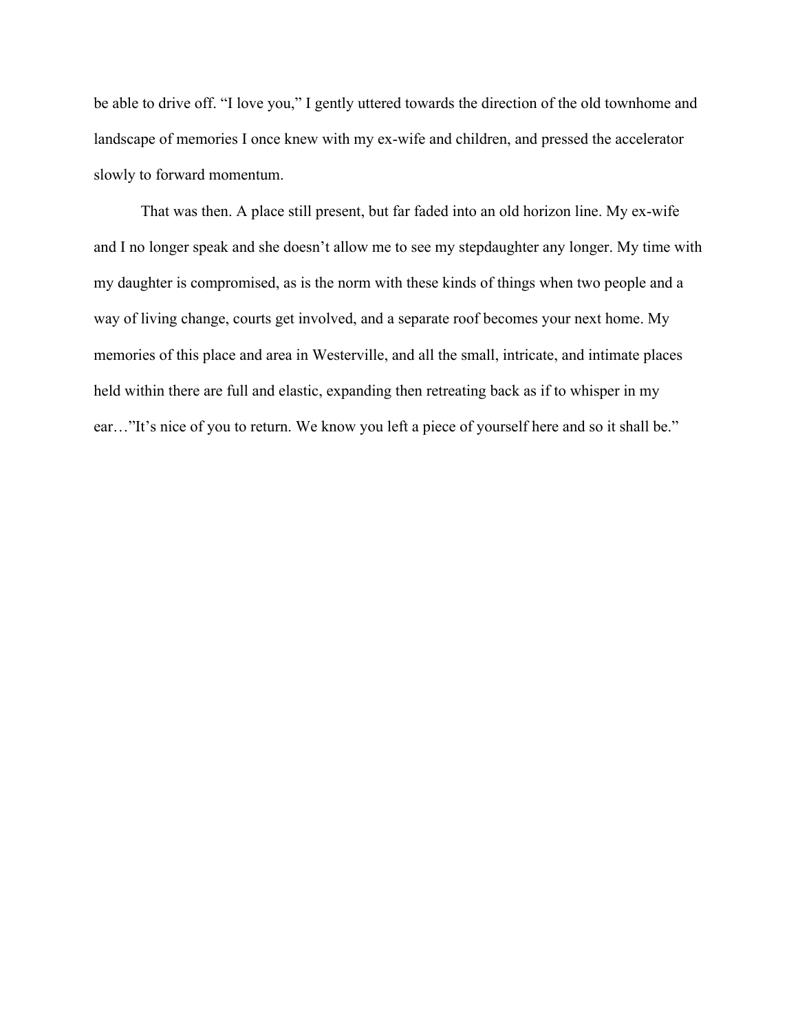be able to drive off. “I love you,” I gently uttered towards the direction of the old townhome and landscape of memories I once knew with my ex-wife and children, and pressed the accelerator slowly to forward momentum.

That was then. A place still present, but far faded into an old horizon line. My ex-wife and I no longer speak and she doesn’t allow me to see my stepdaughter any longer. My time with my daughter is compromised, as is the norm with these kinds of things when two people and a way of living change, courts get involved, and a separate roof becomes your next home. My memories of this place and area in Westerville, and all the small, intricate, and intimate places held within there are full and elastic, expanding then retreating back as if to whisper in my ear…”It’s nice of you to return. We know you left a piece of yourself here and so it shall be.”